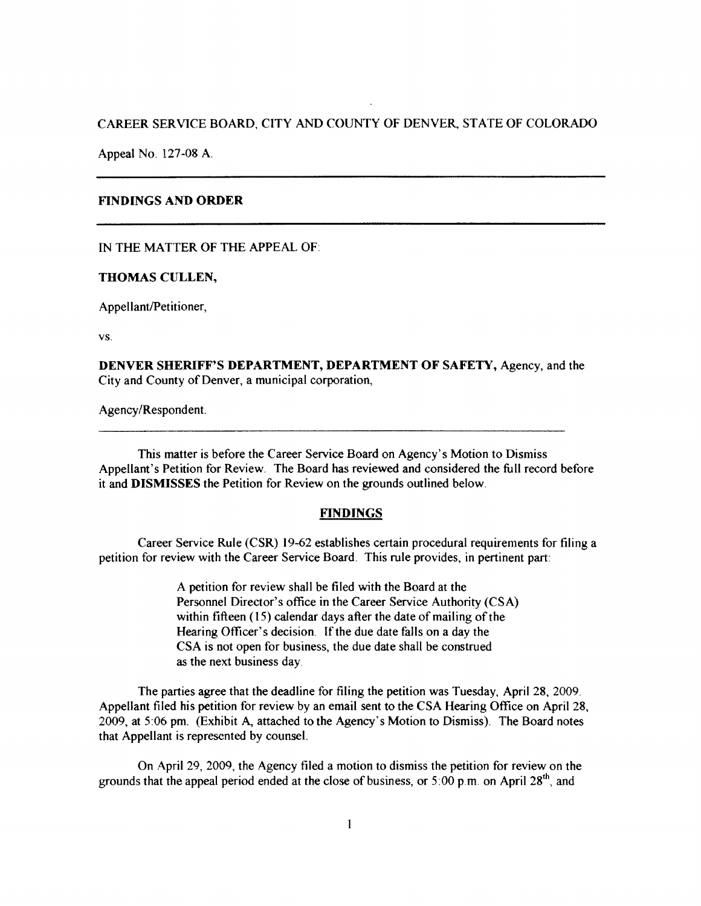CAREER SERVICE BOARD, CITY AND COUNTY OF DENVER, STATE OF COLORADO

Appeal No. 127-08 A.

---

**FINDINGS AND ORDER**

---

IN THE MATTER OF THE APPEAL OF:

**THOMAS CULLEN,**

Appellant/Petitioner,

vs.

**DENVER SHERIFF'S DEPARTMENT, DEPARTMENT OF SAFETY,** Agency, and the City and County of Denver, a municipal corporation,

Agency/Respondent.

---

This matter is before the Career Service Board on Agency's Motion to Dismiss Appellant's Petition for Review. The Board has reviewed and considered the full record before it and **DISMISSES** the Petition for Review on the grounds outlined below.

## FINDINGS

Career Service Rule (CSR) 19-62 establishes certain procedural requirements for filing a petition for review with the Career Service Board. This rule provides, in pertinent part:

> A petition for review shall be filed with the Board at the Personnel Director's office in the Career Service Authority (CSA) within fifteen (15) calendar days after the date of mailing of the Hearing Officer's decision. If the due date falls on a day the CSA is not open for business, the due date shall be construed as the next business day.

The parties agree that the deadline for filing the petition was Tuesday, April 28, 2009. Appellant filed his petition for review by an email sent to the CSA Hearing Office on April 28, 2009, at 5:06 pm. (Exhibit A, attached to the Agency's Motion to Dismiss). The Board notes that Appellant is represented by counsel.

On April 29, 2009, the Agency filed a motion to dismiss the petition for review on the grounds that the appeal period ended at the close of business, or 5:00 p.m. on April 28th, and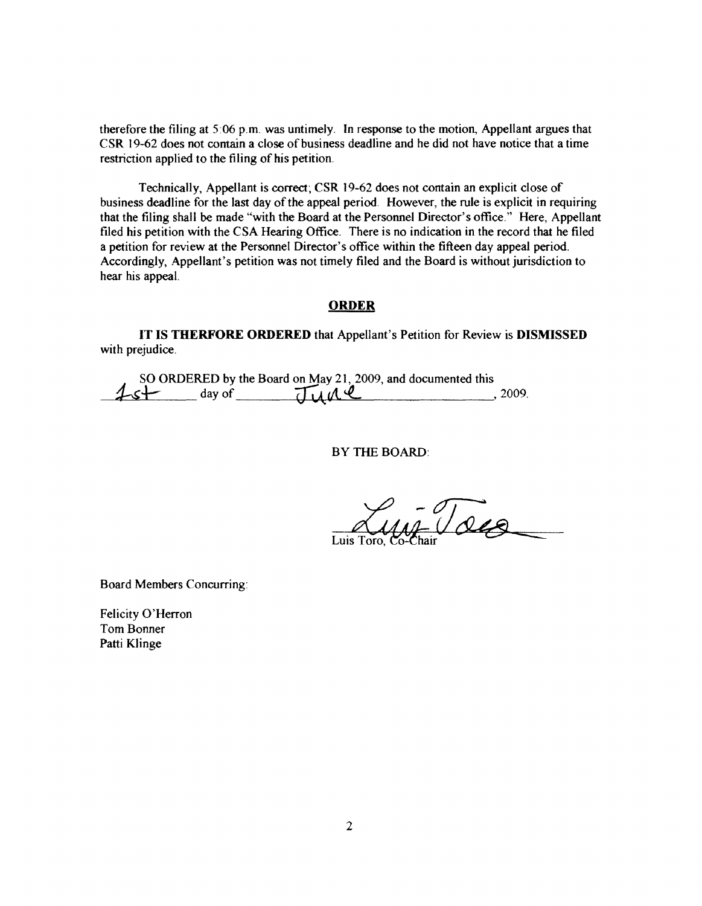therefore the filing at 5:06 p.m. was untimely. In response to the motion, Appellant argues that CSR 19-62 does not contain a close of business deadline and he did not have notice that a time restriction applied to the filing of his petition.

Technically, Appellant is correct; CSR 19-62 does not contain an explicit close of business deadline for the last day of the appeal period. However, the rule is explicit in requiring that the filing shall be made "with the Board at the Personnel Director's office." Here, Appellant filed his petition with the CSA Hearing Office. There is no indication in the record that he filed a petition for review at the Personnel Director's office within the fifteen day appeal period. Accordingly, Appellant's petition was not timely filed and the Board is without jurisdiction to hear his appeal.

## ORDER

**IT IS THERFORE ORDERED** that Appellant's Petition for Review is **DISMISSED** with prejudice.

SO ORDERED by the Board on May 21, 2009, and documented this 1st day of June, 2009.

BY THE BOARD:

Luis Toro, Co-Chair

Board Members Concurring:

Felicity O'Herron
Tom Bonner
Patti Klinge